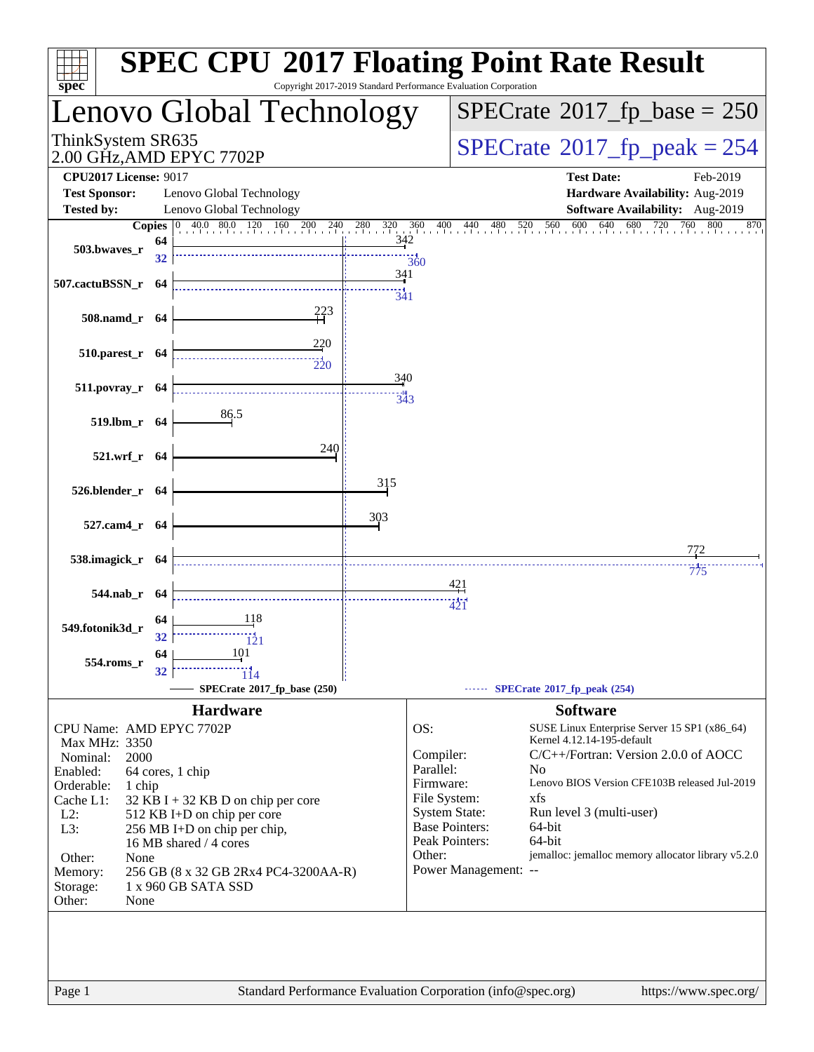# SPEC CPU 2017 Floating Point Rate Result

Copyright 2017-2019 Standard Performance Evaluation Corporation

## Lenovo Global Technology

ThinkSystem SR635
2.00 GHz,AMD EPYC 7702P

SPECrate 2017_fp_base = 250

SPECrate 2017_fp_peak = 254

**CPU2017 License:** 9017
**Test Sponsor:** Lenovo Global Technology
**Tested by:** Lenovo Global Technology

**Test Date:** Feb-2019
**Hardware Availability:** Aug-2019
**Software Availability:** Aug-2019

| Benchmark | Copies (base) | Base | Copies (peak) | Peak |
|---|---|---|---|---|
| 503.bwaves_r | 64 | 342 | 32 | 360 |
| 507.cactuBSSN_r | 64 | 341 | 64 | 341 |
| 508.namd_r | 64 | 223 | 64 | |
| 510.parest_r | 64 | 220 | 64 | 220 |
| 511.povray_r | 64 | 340 | 64 | 343 |
| 519.lbm_r | 64 | 86.5 | 64 | |
| 521.wrf_r | 64 | 240 | 64 | |
| 526.blender_r | 64 | 315 | 64 | |
| 527.cam4_r | 64 | 303 | 64 | |
| 538.imagick_r | 64 | 772 | 64 | 775 |
| 544.nab_r | 64 | 421 | 64 | 421 |
| 549.fotonik3d_r | 64 | 118 | 32 | 121 |
| 554.roms_r | 64 | 101 | 32 | 114 |

SPECrate 2017_fp_base (250) —— SPECrate 2017_fp_peak (254)

## Hardware

- CPU Name: AMD EPYC 7702P
- Max MHz: 3350
- Nominal: 2000
- Enabled: 64 cores, 1 chip
- Orderable: 1 chip
- Cache L1: 32 KB I + 32 KB D on chip per core
- L2: 512 KB I+D on chip per core
- L3: 256 MB I+D on chip per chip, 16 MB shared / 4 cores
- Other: None
- Memory: 256 GB (8 x 32 GB 2Rx4 PC4-3200AA-R)
- Storage: 1 x 960 GB SATA SSD
- Other: None

## Software

- OS: SUSE Linux Enterprise Server 15 SP1 (x86_64) Kernel 4.12.14-195-default
- Compiler: C/C++/Fortran: Version 2.0.0 of AOCC
- Parallel: No
- Firmware: Lenovo BIOS Version CFE103B released Jul-2019
- File System: xfs
- System State: Run level 3 (multi-user)
- Base Pointers: 64-bit
- Peak Pointers: 64-bit
- Other: jemalloc: jemalloc memory allocator library v5.2.0
- Power Management: --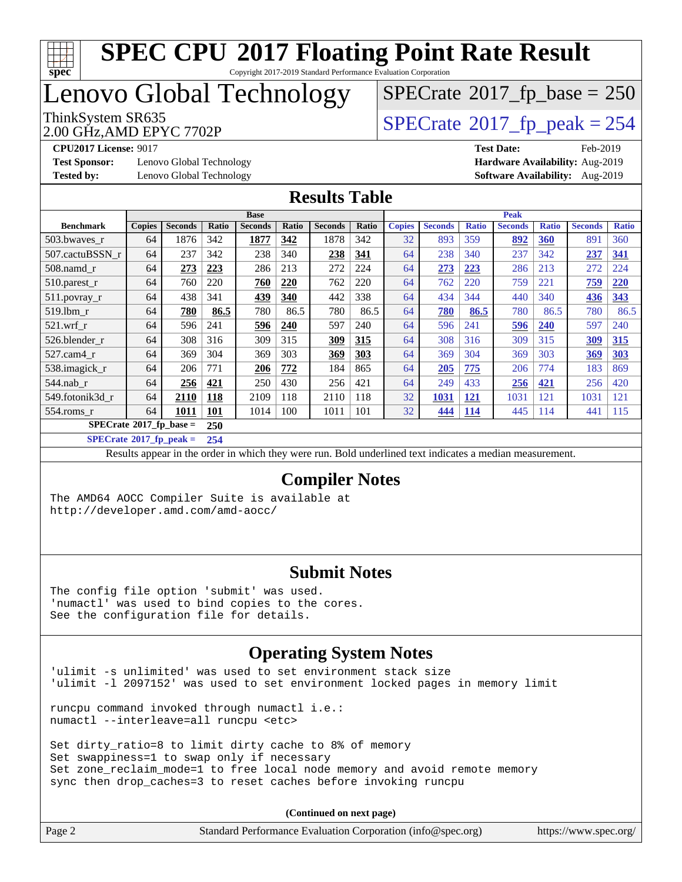# SPEC CPU 2017 Floating Point Rate Result

Copyright 2017-2019 Standard Performance Evaluation Corporation

# Lenovo Global Technology

ThinkSystem SR635
2.00 GHz,AMD EPYC 7702P

SPECrate 2017_fp_base = 250

SPECrate 2017_fp_peak = 254

**CPU2017 License:** 9017 **Test Date:** Feb-2019
**Test Sponsor:** Lenovo Global Technology **Hardware Availability:** Aug-2019
**Tested by:** Lenovo Global Technology **Software Availability:** Aug-2019

## Results Table

| Benchmark | Base | | | | | | | Peak | | | | | | |
|---|---|---|---|---|---|---|---|---|---|---|---|---|---|---|
| | Copies | Seconds | Ratio | Seconds | Ratio | Seconds | Ratio | Copies | Seconds | Ratio | Seconds | Ratio | Seconds | Ratio |
| 503.bwaves_r | 64 | 1876 | 342 | **1877** | **342** | 1878 | 342 | 32 | 893 | 359 | **892** | **360** | 891 | 360 |
| 507.cactuBSSN_r | 64 | 237 | 342 | 238 | 340 | **238** | **341** | 64 | 238 | 340 | 237 | 342 | **237** | **341** |
| 508.namd_r | 64 | **273** | **223** | 286 | 213 | 272 | 224 | 64 | **273** | **223** | 286 | 213 | 272 | 224 |
| 510.parest_r | 64 | 760 | 220 | **760** | **220** | 762 | 220 | 64 | 762 | 220 | 759 | 221 | **759** | **220** |
| 511.povray_r | 64 | 438 | 341 | **439** | **340** | 442 | 338 | 64 | 434 | 344 | 440 | 340 | **436** | **343** |
| 519.lbm_r | 64 | **780** | **86.5** | 780 | 86.5 | 780 | 86.5 | 64 | **780** | **86.5** | 780 | 86.5 | 780 | 86.5 |
| 521.wrf_r | 64 | 596 | 241 | **596** | **240** | 597 | 240 | 64 | 596 | 241 | **596** | **240** | 597 | 240 |
| 526.blender_r | 64 | 308 | 316 | 309 | 315 | **309** | **315** | 64 | 308 | 316 | 309 | 315 | **309** | **315** |
| 527.cam4_r | 64 | 369 | 304 | 369 | 303 | **369** | **303** | 64 | 369 | 304 | 369 | 303 | **369** | **303** |
| 538.imagick_r | 64 | 206 | 771 | **206** | **772** | 184 | 865 | 64 | **205** | **775** | 206 | 774 | 183 | 869 |
| 544.nab_r | 64 | **256** | **421** | 250 | 430 | 256 | 421 | 64 | 249 | 433 | **256** | **421** | 256 | 420 |
| 549.fotonik3d_r | 64 | **2110** | **118** | 2109 | 118 | 2110 | 118 | 32 | **1031** | **121** | 1031 | 121 | 1031 | 121 |
| 554.roms_r | 64 | **1011** | **101** | 1014 | 100 | 1011 | 101 | 32 | **444** | **114** | 445 | 114 | 441 | 115 |

**SPECrate 2017_fp_base = 250**

**SPECrate 2017_fp_peak = 254**

Results appear in the order in which they were run. Bold underlined text indicates a median measurement.

## Compiler Notes

```
The AMD64 AOCC Compiler Suite is available at
http://developer.amd.com/amd-aocc/
```

## Submit Notes

```
The config file option 'submit' was used.
'numactl' was used to bind copies to the cores.
See the configuration file for details.
```

## Operating System Notes

```
'ulimit -s unlimited' was used to set environment stack size
'ulimit -l 2097152' was used to set environment locked pages in memory limit

runcpu command invoked through numactl i.e.:
numactl --interleave=all runcpu <etc>

Set dirty_ratio=8 to limit dirty cache to 8% of memory
Set swappiness=1 to swap only if necessary
Set zone_reclaim_mode=1 to free local node memory and avoid remote memory
sync then drop_caches=3 to reset caches before invoking runcpu
```

**(Continued on next page)**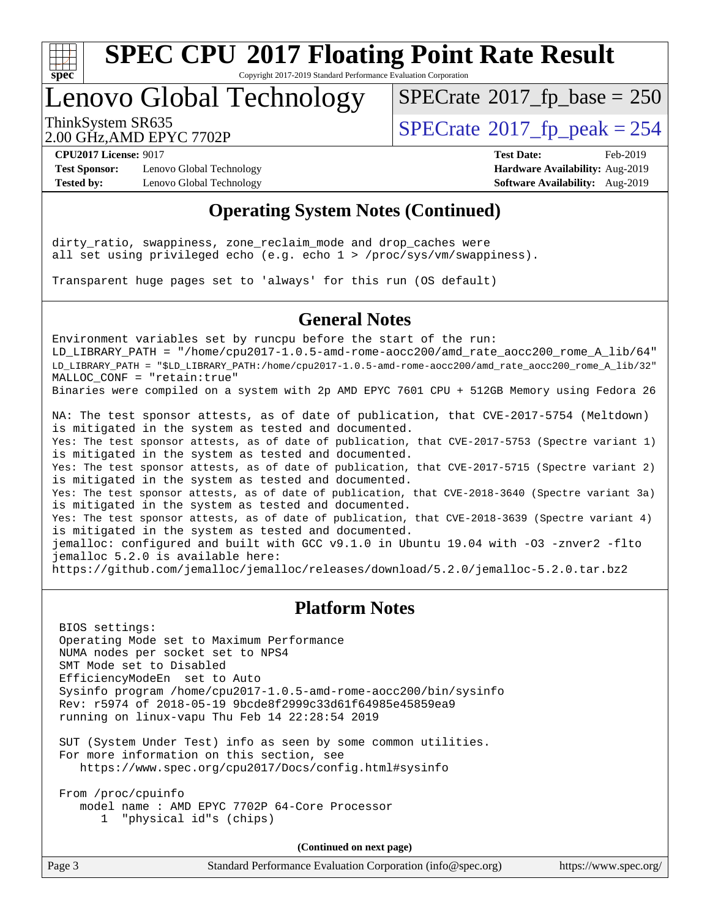## Operating System Notes (Continued)

```
dirty_ratio, swappiness, zone_reclaim_mode and drop_caches were
all set using privileged echo (e.g. echo 1 > /proc/sys/vm/swappiness).

Transparent huge pages set to 'always' for this run (OS default)
```

## General Notes

```
Environment variables set by runcpu before the start of the run:
LD_LIBRARY_PATH = "/home/cpu2017-1.0.5-amd-rome-aocc200/amd_rate_aocc200_rome_A_lib/64"
LD_LIBRARY_PATH = "$LD_LIBRARY_PATH:/home/cpu2017-1.0.5-amd-rome-aocc200/amd_rate_aocc200_rome_A_lib/32"
MALLOC_CONF = "retain:true"
Binaries were compiled on a system with 2p AMD EPYC 7601 CPU + 512GB Memory using Fedora 26

NA: The test sponsor attests, as of date of publication, that CVE-2017-5754 (Meltdown)
is mitigated in the system as tested and documented.
Yes: The test sponsor attests, as of date of publication, that CVE-2017-5753 (Spectre variant 1)
is mitigated in the system as tested and documented.
Yes: The test sponsor attests, as of date of publication, that CVE-2017-5715 (Spectre variant 2)
is mitigated in the system as tested and documented.
Yes: The test sponsor attests, as of date of publication, that CVE-2018-3640 (Spectre variant 3a)
is mitigated in the system as tested and documented.
Yes: The test sponsor attests, as of date of publication, that CVE-2018-3639 (Spectre variant 4)
is mitigated in the system as tested and documented.
jemalloc: configured and built with GCC v9.1.0 in Ubuntu 19.04 with -O3 -znver2 -flto
jemalloc 5.2.0 is available here:
https://github.com/jemalloc/jemalloc/releases/download/5.2.0/jemalloc-5.2.0.tar.bz2
```

## Platform Notes

```
BIOS settings:
Operating Mode set to Maximum Performance
NUMA nodes per socket set to NPS4
SMT Mode set to Disabled
EfficiencyModeEn  set to Auto
Sysinfo program /home/cpu2017-1.0.5-amd-rome-aocc200/bin/sysinfo
Rev: r5974 of 2018-05-19 9bcde8f2999c33d61f64985e45859ea9
running on linux-vapu Thu Feb 14 22:28:54 2019

SUT (System Under Test) info as seen by some common utilities.
For more information on this section, see
   https://www.spec.org/cpu2017/Docs/config.html#sysinfo

From /proc/cpuinfo
   model name : AMD EPYC 7702P 64-Core Processor
      1  "physical id"s (chips)
```

**(Continued on next page)**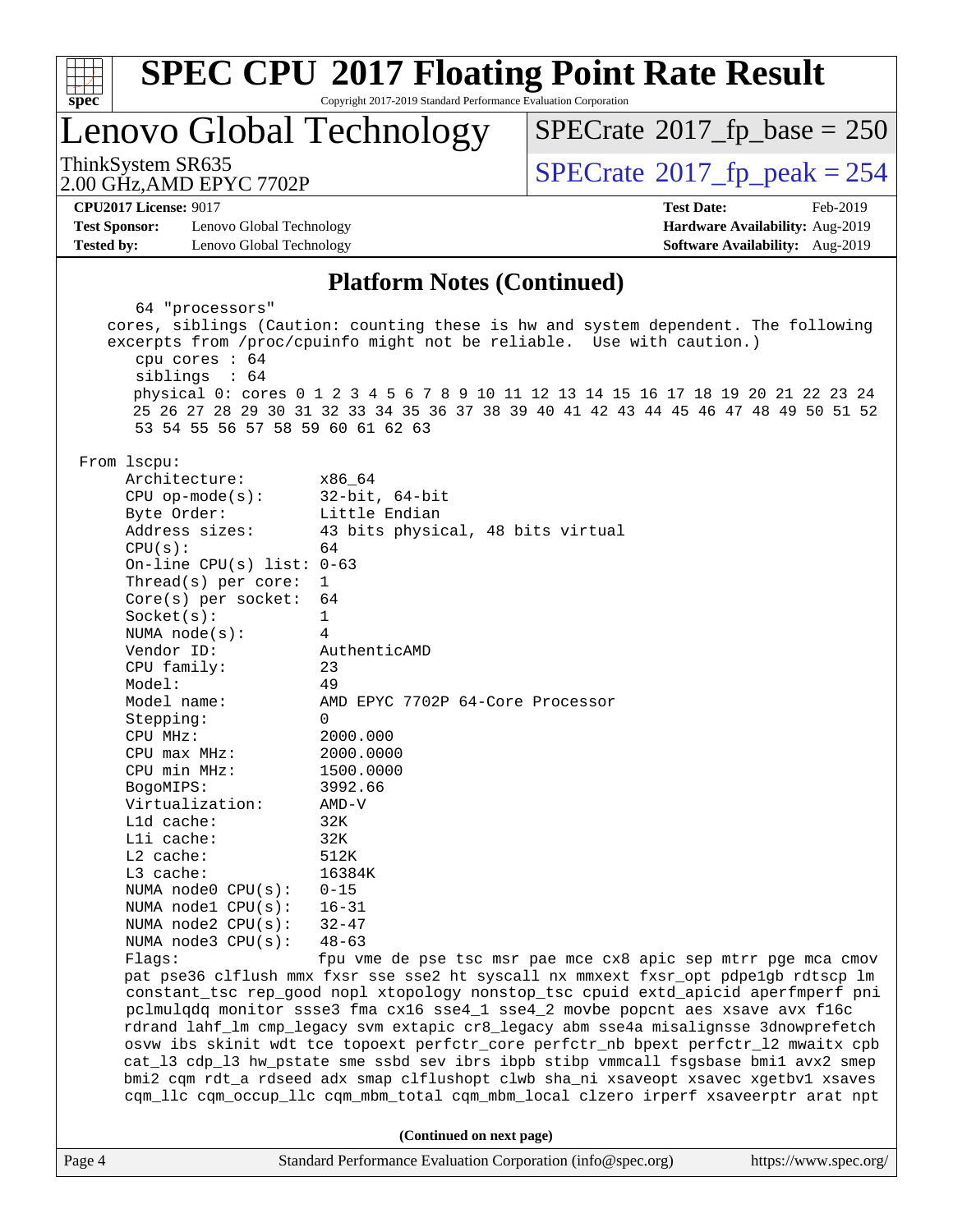## Platform Notes (Continued)

```
     64 "processors"
    cores, siblings (Caution: counting these is hw and system dependent. The following
    excerpts from /proc/cpuinfo might not be reliable.  Use with caution.)
       cpu cores : 64
       siblings  : 64
       physical 0: cores 0 1 2 3 4 5 6 7 8 9 10 11 12 13 14 15 16 17 18 19 20 21 22 23 24
       25 26 27 28 29 30 31 32 33 34 35 36 37 38 39 40 41 42 43 44 45 46 47 48 49 50 51 52
       53 54 55 56 57 58 59 60 61 62 63

 From lscpu:
      Architecture:        x86_64
      CPU op-mode(s):      32-bit, 64-bit
      Byte Order:          Little Endian
      Address sizes:       43 bits physical, 48 bits virtual
      CPU(s):              64
      On-line CPU(s) list: 0-63
      Thread(s) per core:  1
      Core(s) per socket:  64
      Socket(s):           1
      NUMA node(s):        4
      Vendor ID:           AuthenticAMD
      CPU family:          23
      Model:               49
      Model name:          AMD EPYC 7702P 64-Core Processor
      Stepping:            0
      CPU MHz:             2000.000
      CPU max MHz:         2000.0000
      CPU min MHz:         1500.0000
      BogoMIPS:            3992.66
      Virtualization:      AMD-V
      L1d cache:           32K
      L1i cache:           32K
      L2 cache:            512K
      L3 cache:            16384K
      NUMA node0 CPU(s):   0-15
      NUMA node1 CPU(s):   16-31
      NUMA node2 CPU(s):   32-47
      NUMA node3 CPU(s):   48-63
      Flags:               fpu vme de pse tsc msr pae mce cx8 apic sep mtrr pge mca cmov
      pat pse36 clflush mmx fxsr sse sse2 ht syscall nx mmxext fxsr_opt pdpe1gb rdtscp lm
      constant_tsc rep_good nopl xtopology nonstop_tsc cpuid extd_apicid aperfmperf pni
      pclmulqdq monitor ssse3 fma cx16 sse4_1 sse4_2 movbe popcnt aes xsave avx f16c
      rdrand lahf_lm cmp_legacy svm extapic cr8_legacy abm sse4a misalignsse 3dnowprefetch
      osvw ibs skinit wdt tce topoext perfctr_core perfctr_nb bpext perfctr_l2 mwaitx cpb
      cat_l3 cdp_l3 hw_pstate sme ssbd sev ibrs ibpb stibp vmmcall fsgsbase bmi1 avx2 smep
      bmi2 cqm rdt_a rdseed adx smap clflushopt clwb sha_ni xsaveopt xsavec xgetbv1 xsaves
      cqm_llc cqm_occup_llc cqm_mbm_total cqm_mbm_local clzero irperf xsaveerptr arat npt
```

(Continued on next page)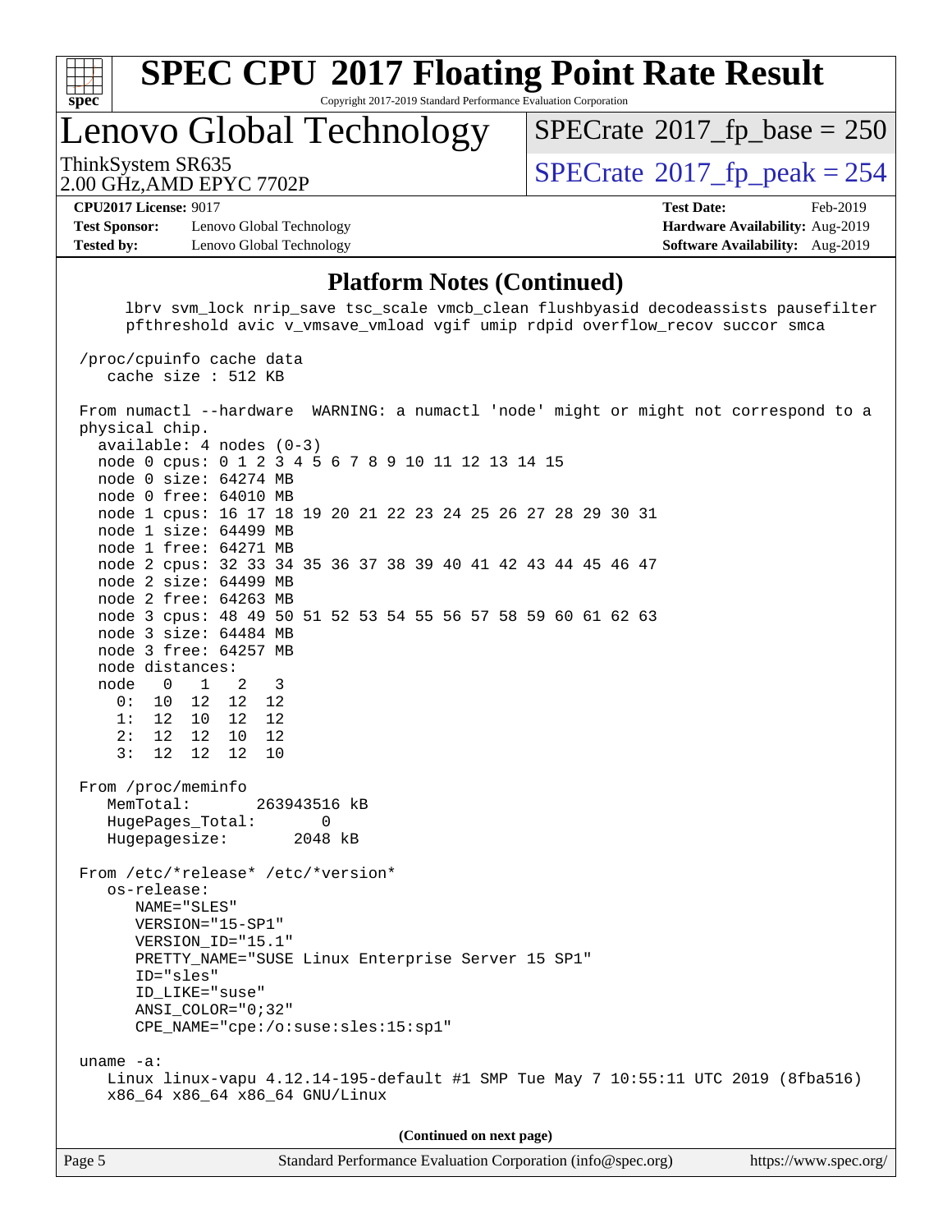# SPEC CPU 2017 Floating Point Rate Result

Copyright 2017-2019 Standard Performance Evaluation Corporation

## Lenovo Global Technology

ThinkSystem SR635
2.00 GHz,AMD EPYC 7702P

SPECrate 2017_fp_base = 250
SPECrate 2017_fp_peak = 254

**CPU2017 License:** 9017
**Test Sponsor:** Lenovo Global Technology
**Tested by:** Lenovo Global Technology

**Test Date:** Feb-2019
**Hardware Availability:** Aug-2019
**Software Availability:** Aug-2019

### Platform Notes (Continued)

```
      lbrv svm_lock nrip_save tsc_scale vmcb_clean flushbyasid decodeassists pausefilter
      pfthreshold avic v_vmsave_vmload vgif umip rdpid overflow_recov succor smca

 /proc/cpuinfo cache data
    cache size : 512 KB

 From numactl --hardware  WARNING: a numactl 'node' might or might not correspond to a
 physical chip.
   available: 4 nodes (0-3)
   node 0 cpus: 0 1 2 3 4 5 6 7 8 9 10 11 12 13 14 15
   node 0 size: 64274 MB
   node 0 free: 64010 MB
   node 1 cpus: 16 17 18 19 20 21 22 23 24 25 26 27 28 29 30 31
   node 1 size: 64499 MB
   node 1 free: 64271 MB
   node 2 cpus: 32 33 34 35 36 37 38 39 40 41 42 43 44 45 46 47
   node 2 size: 64499 MB
   node 2 free: 64263 MB
   node 3 cpus: 48 49 50 51 52 53 54 55 56 57 58 59 60 61 62 63
   node 3 size: 64484 MB
   node 3 free: 64257 MB
   node distances:
   node   0   1   2   3
     0:  10  12  12  12
     1:  12  10  12  12
     2:  12  12  10  12
     3:  12  12  12  10

 From /proc/meminfo
    MemTotal:       263943516 kB
    HugePages_Total:       0
    Hugepagesize:       2048 kB

 From /etc/*release* /etc/*version*
    os-release:
       NAME="SLES"
       VERSION="15-SP1"
       VERSION_ID="15.1"
       PRETTY_NAME="SUSE Linux Enterprise Server 15 SP1"
       ID="sles"
       ID_LIKE="suse"
       ANSI_COLOR="0;32"
       CPE_NAME="cpe:/o:suse:sles:15:sp1"

 uname -a:
    Linux linux-vapu 4.12.14-195-default #1 SMP Tue May 7 10:55:11 UTC 2019 (8fba516)
    x86_64 x86_64 x86_64 GNU/Linux
```

**(Continued on next page)**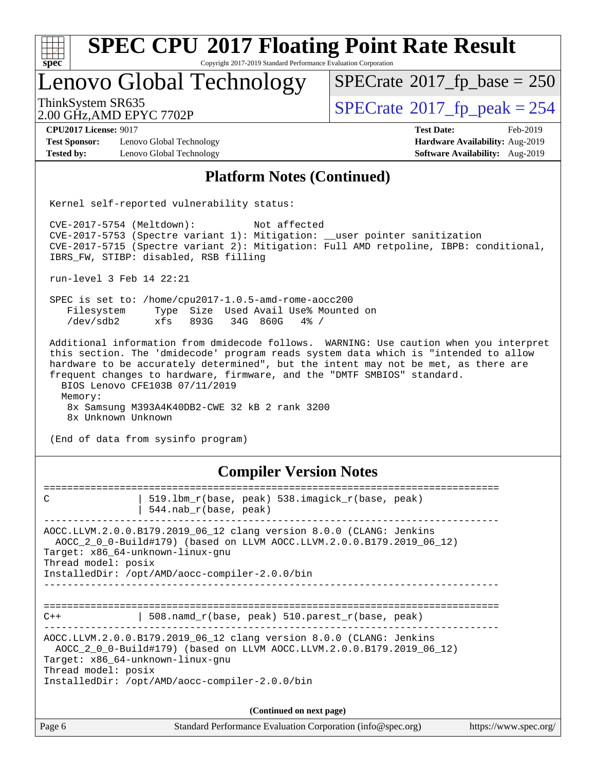# SPEC CPU 2017 Floating Point Rate Result

Copyright 2017-2019 Standard Performance Evaluation Corporation

## Lenovo Global Technology

ThinkSystem SR635
2.00 GHz,AMD EPYC 7702P

SPECrate 2017_fp_base = 250

SPECrate 2017_fp_peak = 254

**CPU2017 License:** 9017
**Test Sponsor:** Lenovo Global Technology
**Tested by:** Lenovo Global Technology

**Test Date:** Feb-2019
**Hardware Availability:** Aug-2019
**Software Availability:** Aug-2019

### Platform Notes (Continued)

```
Kernel self-reported vulnerability status:

CVE-2017-5754 (Meltdown):          Not affected
CVE-2017-5753 (Spectre variant 1): Mitigation: __user pointer sanitization
CVE-2017-5715 (Spectre variant 2): Mitigation: Full AMD retpoline, IBPB: conditional,
IBRS_FW, STIBP: disabled, RSB filling

run-level 3 Feb 14 22:21

SPEC is set to: /home/cpu2017-1.0.5-amd-rome-aocc200
   Filesystem     Type  Size  Used Avail Use% Mounted on
   /dev/sdb2      xfs   893G   34G  860G   4% /

Additional information from dmidecode follows.  WARNING: Use caution when you interpret
this section. The 'dmidecode' program reads system data which is "intended to allow
hardware to be accurately determined", but the intent may not be met, as there are
frequent changes to hardware, firmware, and the "DMTF SMBIOS" standard.
  BIOS Lenovo CFE103B 07/11/2019
  Memory:
   8x Samsung M393A4K40DB2-CWE 32 kB 2 rank 3200
   8x Unknown Unknown

(End of data from sysinfo program)
```

### Compiler Version Notes

```
==============================================================================
C               | 519.lbm_r(base, peak) 538.imagick_r(base, peak)
                | 544.nab_r(base, peak)
------------------------------------------------------------------------------
AOCC.LLVM.2.0.0.B179.2019_06_12 clang version 8.0.0 (CLANG: Jenkins
  AOCC_2_0_0-Build#179) (based on LLVM AOCC.LLVM.2.0.0.B179.2019_06_12)
Target: x86_64-unknown-linux-gnu
Thread model: posix
InstalledDir: /opt/AMD/aocc-compiler-2.0.0/bin
------------------------------------------------------------------------------

==============================================================================
C++             | 508.namd_r(base, peak) 510.parest_r(base, peak)
------------------------------------------------------------------------------
AOCC.LLVM.2.0.0.B179.2019_06_12 clang version 8.0.0 (CLANG: Jenkins
  AOCC_2_0_0-Build#179) (based on LLVM AOCC.LLVM.2.0.0.B179.2019_06_12)
Target: x86_64-unknown-linux-gnu
Thread model: posix
InstalledDir: /opt/AMD/aocc-compiler-2.0.0/bin
```

(Continued on next page)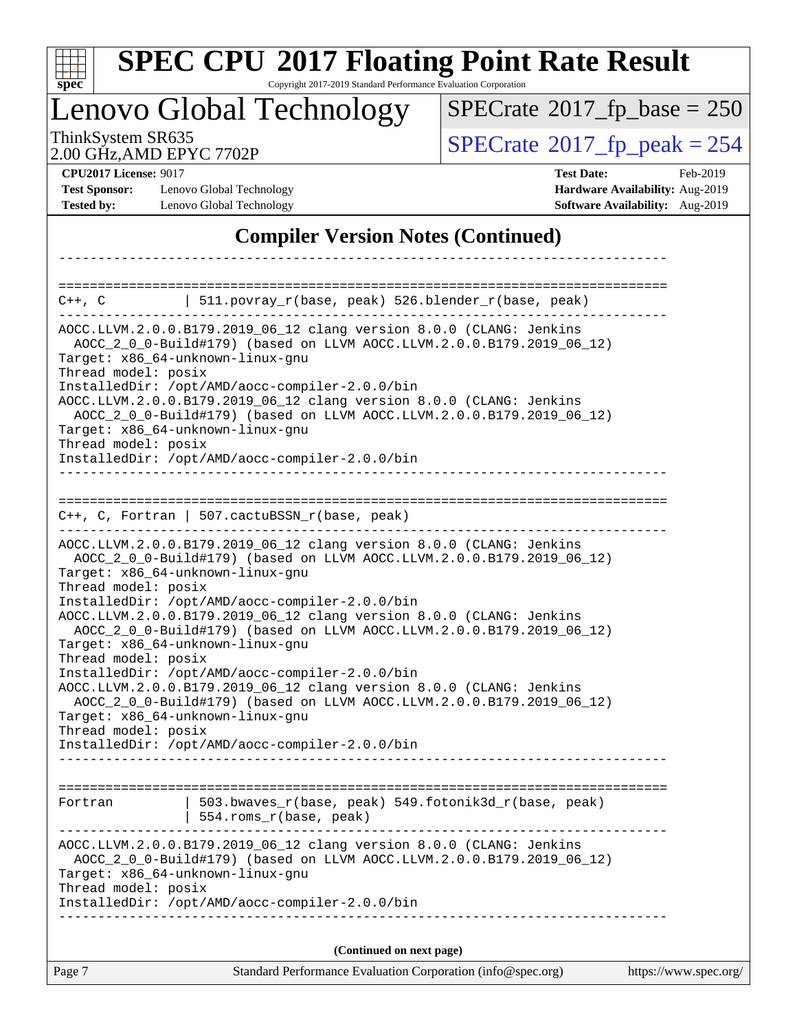## Compiler Version Notes (Continued)

```
------------------------------------------------------------------------------

==============================================================================
C++, C          | 511.povray_r(base, peak) 526.blender_r(base, peak)
------------------------------------------------------------------------------
AOCC.LLVM.2.0.0.B179.2019_06_12 clang version 8.0.0 (CLANG: Jenkins
  AOCC_2_0_0-Build#179) (based on LLVM AOCC.LLVM.2.0.0.B179.2019_06_12)
Target: x86_64-unknown-linux-gnu
Thread model: posix
InstalledDir: /opt/AMD/aocc-compiler-2.0.0/bin
AOCC.LLVM.2.0.0.B179.2019_06_12 clang version 8.0.0 (CLANG: Jenkins
  AOCC_2_0_0-Build#179) (based on LLVM AOCC.LLVM.2.0.0.B179.2019_06_12)
Target: x86_64-unknown-linux-gnu
Thread model: posix
InstalledDir: /opt/AMD/aocc-compiler-2.0.0/bin
------------------------------------------------------------------------------

==============================================================================
C++, C, Fortran | 507.cactuBSSN_r(base, peak)
------------------------------------------------------------------------------
AOCC.LLVM.2.0.0.B179.2019_06_12 clang version 8.0.0 (CLANG: Jenkins
  AOCC_2_0_0-Build#179) (based on LLVM AOCC.LLVM.2.0.0.B179.2019_06_12)
Target: x86_64-unknown-linux-gnu
Thread model: posix
InstalledDir: /opt/AMD/aocc-compiler-2.0.0/bin
AOCC.LLVM.2.0.0.B179.2019_06_12 clang version 8.0.0 (CLANG: Jenkins
  AOCC_2_0_0-Build#179) (based on LLVM AOCC.LLVM.2.0.0.B179.2019_06_12)
Target: x86_64-unknown-linux-gnu
Thread model: posix
InstalledDir: /opt/AMD/aocc-compiler-2.0.0/bin
AOCC.LLVM.2.0.0.B179.2019_06_12 clang version 8.0.0 (CLANG: Jenkins
  AOCC_2_0_0-Build#179) (based on LLVM AOCC.LLVM.2.0.0.B179.2019_06_12)
Target: x86_64-unknown-linux-gnu
Thread model: posix
InstalledDir: /opt/AMD/aocc-compiler-2.0.0/bin
------------------------------------------------------------------------------

==============================================================================
Fortran         | 503.bwaves_r(base, peak) 549.fotonik3d_r(base, peak)
                | 554.roms_r(base, peak)
------------------------------------------------------------------------------
AOCC.LLVM.2.0.0.B179.2019_06_12 clang version 8.0.0 (CLANG: Jenkins
  AOCC_2_0_0-Build#179) (based on LLVM AOCC.LLVM.2.0.0.B179.2019_06_12)
Target: x86_64-unknown-linux-gnu
Thread model: posix
InstalledDir: /opt/AMD/aocc-compiler-2.0.0/bin
------------------------------------------------------------------------------
```

**(Continued on next page)**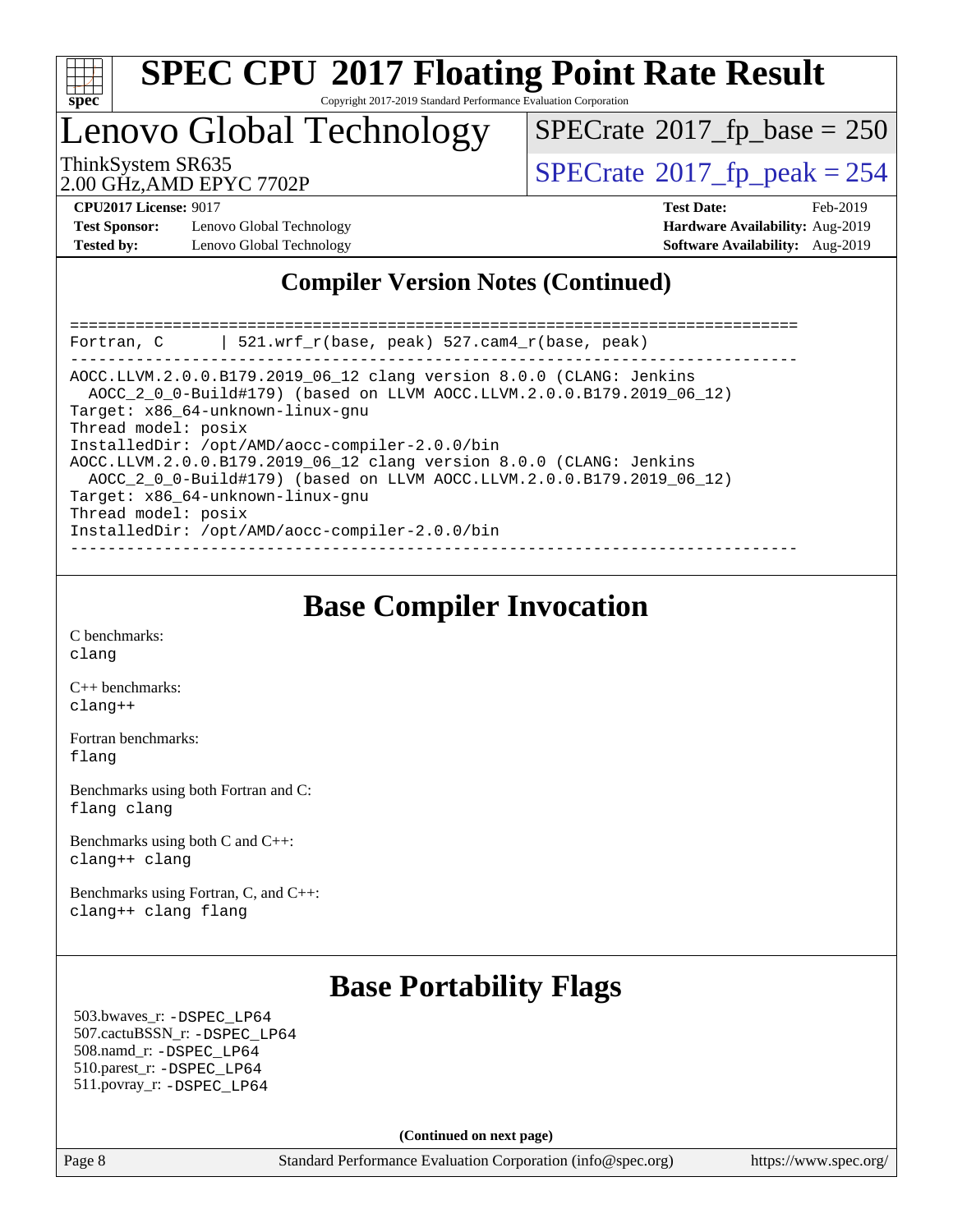# SPEC CPU 2017 Floating Point Rate Result

Copyright 2017-2019 Standard Performance Evaluation Corporation

## Lenovo Global Technology

ThinkSystem SR635
2.00 GHz,AMD EPYC 7702P

SPECrate 2017_fp_base = 250
SPECrate 2017_fp_peak = 254

**CPU2017 License:** 9017
**Test Sponsor:** Lenovo Global Technology
**Tested by:** Lenovo Global Technology
**Test Date:** Feb-2019
**Hardware Availability:** Aug-2019
**Software Availability:** Aug-2019

## Compiler Version Notes (Continued)

```
==============================================================================
Fortran, C      | 521.wrf_r(base, peak) 527.cam4_r(base, peak)
------------------------------------------------------------------------------
AOCC.LLVM.2.0.0.B179.2019_06_12 clang version 8.0.0 (CLANG: Jenkins
  AOCC_2_0_0-Build#179) (based on LLVM AOCC.LLVM.2.0.0.B179.2019_06_12)
Target: x86_64-unknown-linux-gnu
Thread model: posix
InstalledDir: /opt/AMD/aocc-compiler-2.0.0/bin
AOCC.LLVM.2.0.0.B179.2019_06_12 clang version 8.0.0 (CLANG: Jenkins
  AOCC_2_0_0-Build#179) (based on LLVM AOCC.LLVM.2.0.0.B179.2019_06_12)
Target: x86_64-unknown-linux-gnu
Thread model: posix
InstalledDir: /opt/AMD/aocc-compiler-2.0.0/bin
------------------------------------------------------------------------------
```

## Base Compiler Invocation

C benchmarks:
clang

C++ benchmarks:
clang++

Fortran benchmarks:
flang

Benchmarks using both Fortran and C:
flang clang

Benchmarks using both C and C++:
clang++ clang

Benchmarks using Fortran, C, and C++:
clang++ clang flang

## Base Portability Flags

503.bwaves_r: -DSPEC_LP64
507.cactuBSSN_r: -DSPEC_LP64
508.namd_r: -DSPEC_LP64
510.parest_r: -DSPEC_LP64
511.povray_r: -DSPEC_LP64

(Continued on next page)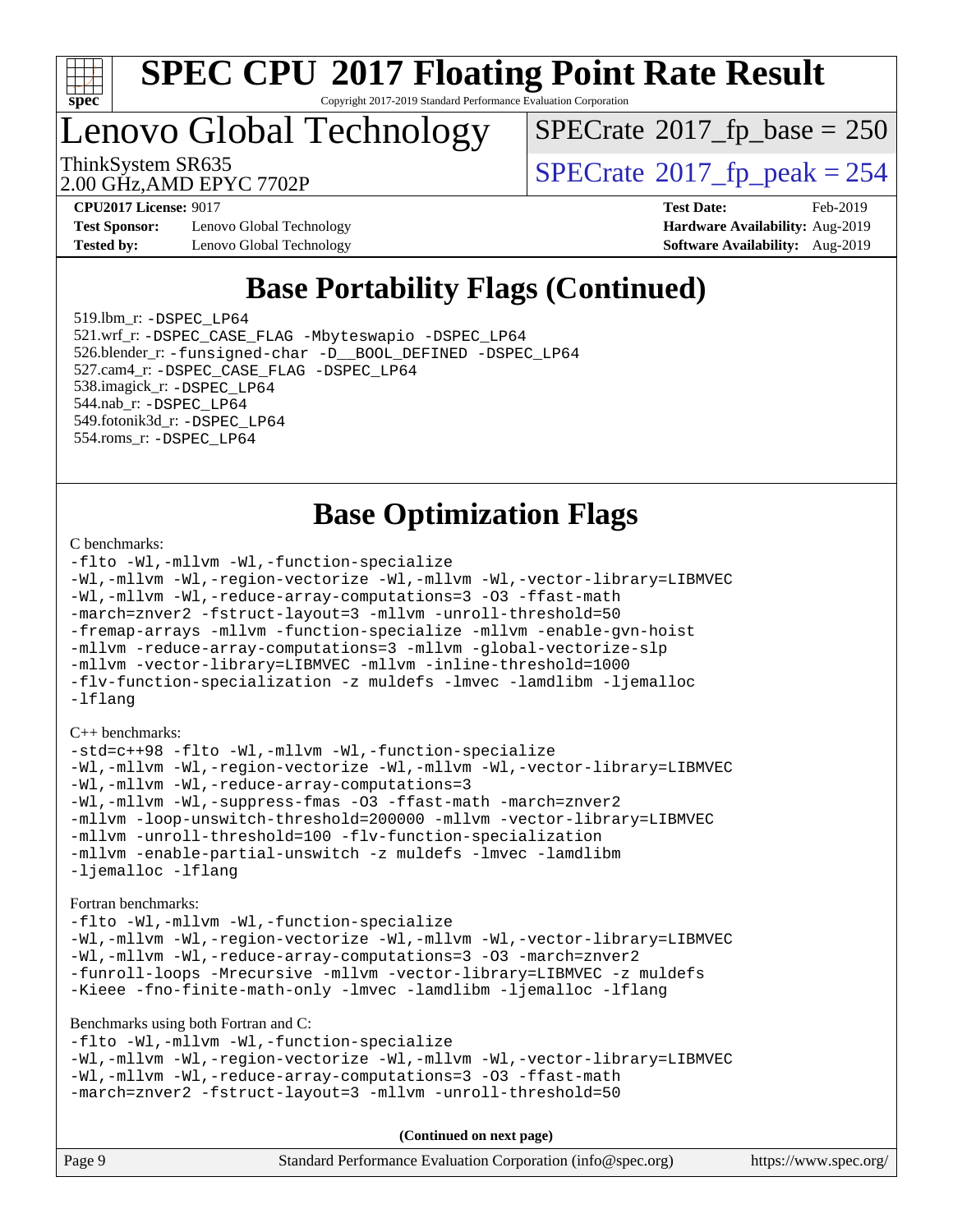# SPEC CPU 2017 Floating Point Rate Result

Copyright 2017-2019 Standard Performance Evaluation Corporation

## Lenovo Global Technology

ThinkSystem SR635
2.00 GHz,AMD EPYC 7702P

SPECrate 2017_fp_base = 250
SPECrate 2017_fp_peak = 254

**CPU2017 License:** 9017
**Test Sponsor:** Lenovo Global Technology
**Tested by:** Lenovo Global Technology

**Test Date:** Feb-2019
**Hardware Availability:** Aug-2019
**Software Availability:** Aug-2019

## Base Portability Flags (Continued)

519.lbm_r: -DSPEC_LP64
521.wrf_r: -DSPEC_CASE_FLAG -Mbyteswapio -DSPEC_LP64
526.blender_r: -funsigned-char -D__BOOL_DEFINED -DSPEC_LP64
527.cam4_r: -DSPEC_CASE_FLAG -DSPEC_LP64
538.imagick_r: -DSPEC_LP64
544.nab_r: -DSPEC_LP64
549.fotonik3d_r: -DSPEC_LP64
554.roms_r: -DSPEC_LP64

## Base Optimization Flags

C benchmarks:

```
-flto -Wl,-mllvm -Wl,-function-specialize
-Wl,-mllvm -Wl,-region-vectorize -Wl,-mllvm -Wl,-vector-library=LIBMVEC
-Wl,-mllvm -Wl,-reduce-array-computations=3 -O3 -ffast-math
-march=znver2 -fstruct-layout=3 -mllvm -unroll-threshold=50
-fremap-arrays -mllvm -function-specialize -mllvm -enable-gvn-hoist
-mllvm -reduce-array-computations=3 -mllvm -global-vectorize-slp
-mllvm -vector-library=LIBMVEC -mllvm -inline-threshold=1000
-flv-function-specialization -z muldefs -lmvec -lamdlibm -ljemalloc
-lflang
```

C++ benchmarks:

```
-std=c++98 -flto -Wl,-mllvm -Wl,-function-specialize
-Wl,-mllvm -Wl,-region-vectorize -Wl,-mllvm -Wl,-vector-library=LIBMVEC
-Wl,-mllvm -Wl,-reduce-array-computations=3
-Wl,-mllvm -Wl,-suppress-fmas -O3 -ffast-math -march=znver2
-mllvm -loop-unswitch-threshold=200000 -mllvm -vector-library=LIBMVEC
-mllvm -unroll-threshold=100 -flv-function-specialization
-mllvm -enable-partial-unswitch -z muldefs -lmvec -lamdlibm
-ljemalloc -lflang
```

Fortran benchmarks:

```
-flto -Wl,-mllvm -Wl,-function-specialize
-Wl,-mllvm -Wl,-region-vectorize -Wl,-mllvm -Wl,-vector-library=LIBMVEC
-Wl,-mllvm -Wl,-reduce-array-computations=3 -O3 -march=znver2
-funroll-loops -Mrecursive -mllvm -vector-library=LIBMVEC -z muldefs
-Kieee -fno-finite-math-only -lmvec -lamdlibm -ljemalloc -lflang
```

Benchmarks using both Fortran and C:

```
-flto -Wl,-mllvm -Wl,-function-specialize
-Wl,-mllvm -Wl,-region-vectorize -Wl,-mllvm -Wl,-vector-library=LIBMVEC
-Wl,-mllvm -Wl,-reduce-array-computations=3 -O3 -ffast-math
-march=znver2 -fstruct-layout=3 -mllvm -unroll-threshold=50
```

**(Continued on next page)**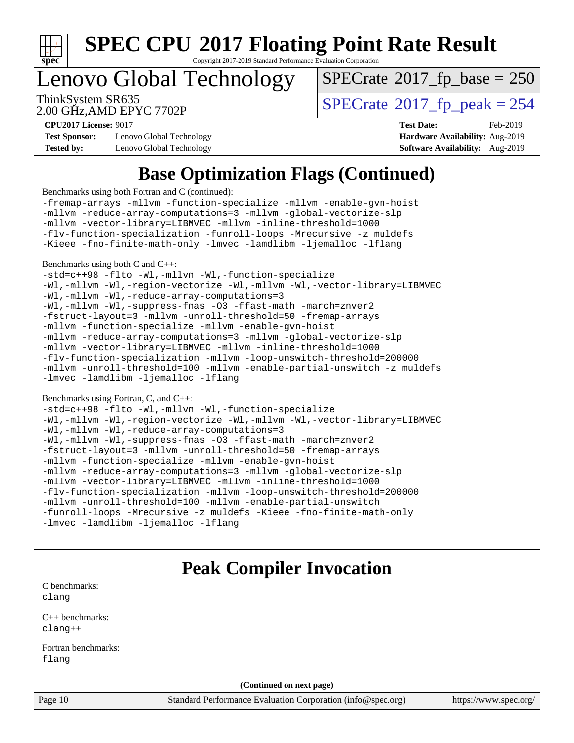# Base Optimization Flags (Continued)

Benchmarks using both Fortran and C (continued):

```
-fremap-arrays -mllvm -function-specialize -mllvm -enable-gvn-hoist
-mllvm -reduce-array-computations=3 -mllvm -global-vectorize-slp
-mllvm -vector-library=LIBMVEC -mllvm -inline-threshold=1000
-flv-function-specialization -funroll-loops -Mrecursive -z muldefs
-Kieee -fno-finite-math-only -lmvec -lamdlibm -ljemalloc -lflang
```

Benchmarks using both C and C++:

```
-std=c++98 -flto -Wl,-mllvm -Wl,-function-specialize
-Wl,-mllvm -Wl,-region-vectorize -Wl,-mllvm -Wl,-vector-library=LIBMVEC
-Wl,-mllvm -Wl,-reduce-array-computations=3
-Wl,-mllvm -Wl,-suppress-fmas -O3 -ffast-math -march=znver2
-fstruct-layout=3 -mllvm -unroll-threshold=50 -fremap-arrays
-mllvm -function-specialize -mllvm -enable-gvn-hoist
-mllvm -reduce-array-computations=3 -mllvm -global-vectorize-slp
-mllvm -vector-library=LIBMVEC -mllvm -inline-threshold=1000
-flv-function-specialization -mllvm -loop-unswitch-threshold=200000
-mllvm -unroll-threshold=100 -mllvm -enable-partial-unswitch -z muldefs
-lmvec -lamdlibm -ljemalloc -lflang
```

Benchmarks using Fortran, C, and C++:

```
-std=c++98 -flto -Wl,-mllvm -Wl,-function-specialize
-Wl,-mllvm -Wl,-region-vectorize -Wl,-mllvm -Wl,-vector-library=LIBMVEC
-Wl,-mllvm -Wl,-reduce-array-computations=3
-Wl,-mllvm -Wl,-suppress-fmas -O3 -ffast-math -march=znver2
-fstruct-layout=3 -mllvm -unroll-threshold=50 -fremap-arrays
-mllvm -function-specialize -mllvm -enable-gvn-hoist
-mllvm -reduce-array-computations=3 -mllvm -global-vectorize-slp
-mllvm -vector-library=LIBMVEC -mllvm -inline-threshold=1000
-flv-function-specialization -mllvm -loop-unswitch-threshold=200000
-mllvm -unroll-threshold=100 -mllvm -enable-partial-unswitch
-funroll-loops -Mrecursive -z muldefs -Kieee -fno-finite-math-only
-lmvec -lamdlibm -ljemalloc -lflang
```

# Peak Compiler Invocation

C benchmarks:
```
clang
```

C++ benchmarks:
```
clang++
```

Fortran benchmarks:
```
flang
```

**(Continued on next page)**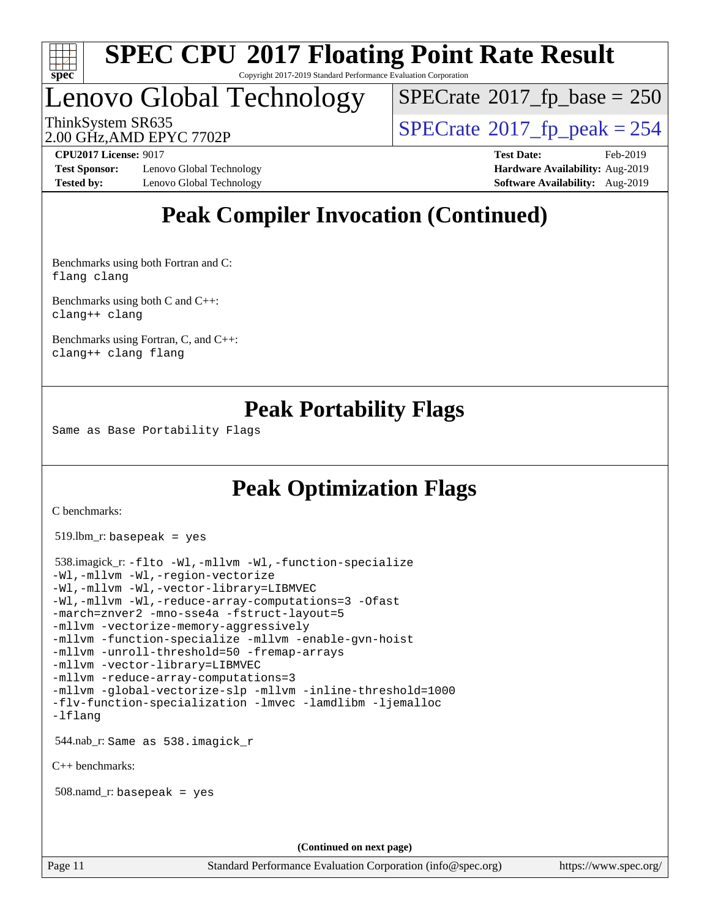# SPEC CPU 2017 Floating Point Rate Result

Copyright 2017-2019 Standard Performance Evaluation Corporation

## Lenovo Global Technology

ThinkSystem SR635
2.00 GHz,AMD EPYC 7702P

SPECrate 2017_fp_base = 250

SPECrate 2017_fp_peak = 254

**CPU2017 License:** 9017
**Test Sponsor:** Lenovo Global Technology
**Tested by:** Lenovo Global Technology

**Test Date:** Feb-2019
**Hardware Availability:** Aug-2019
**Software Availability:** Aug-2019

## Peak Compiler Invocation (Continued)

Benchmarks using both Fortran and C:
`flang clang`

Benchmarks using both C and C++:
`clang++ clang`

Benchmarks using Fortran, C, and C++:
`clang++ clang flang`

## Peak Portability Flags

Same as Base Portability Flags

## Peak Optimization Flags

C benchmarks:

519.lbm_r: `basepeak = yes`

538.imagick_r:
```
-flto -Wl,-mllvm -Wl,-function-specialize
-Wl,-mllvm -Wl,-region-vectorize
-Wl,-mllvm -Wl,-vector-library=LIBMVEC
-Wl,-mllvm -Wl,-reduce-array-computations=3 -Ofast
-march=znver2 -mno-sse4a -fstruct-layout=5
-mllvm -vectorize-memory-aggressively
-mllvm -function-specialize -mllvm -enable-gvn-hoist
-mllvm -unroll-threshold=50 -fremap-arrays
-mllvm -vector-library=LIBMVEC
-mllvm -reduce-array-computations=3
-mllvm -global-vectorize-slp -mllvm -inline-threshold=1000
-flv-function-specialization -lmvec -lamdlibm -ljemalloc
-lflang
```

544.nab_r: Same as 538.imagick_r

C++ benchmarks:

508.namd_r: `basepeak = yes`

(Continued on next page)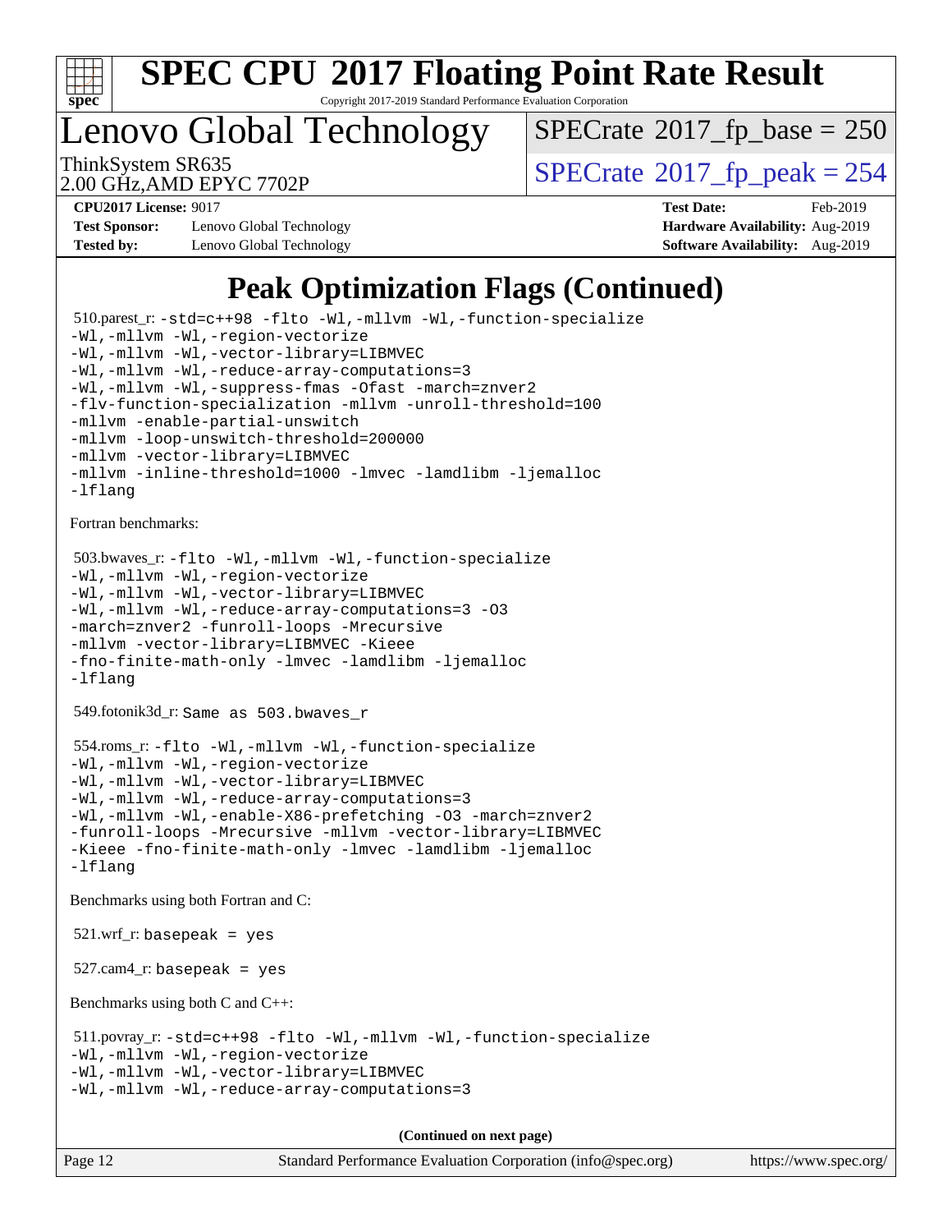# Peak Optimization Flags (Continued)

510.parest_r: `-std=c++98 -flto -Wl,-mllvm -Wl,-function-specialize -Wl,-mllvm -Wl,-region-vectorize -Wl,-mllvm -Wl,-vector-library=LIBMVEC -Wl,-mllvm -Wl,-reduce-array-computations=3 -Wl,-mllvm -Wl,-suppress-fmas -Ofast -march=znver2 -flv-function-specialization -mllvm -unroll-threshold=100 -mllvm -enable-partial-unswitch -mllvm -loop-unswitch-threshold=200000 -mllvm -vector-library=LIBMVEC -mllvm -inline-threshold=1000 -lmvec -lamdlibm -ljemalloc -lflang`

Fortran benchmarks:

503.bwaves_r: `-flto -Wl,-mllvm -Wl,-function-specialize -Wl,-mllvm -Wl,-region-vectorize -Wl,-mllvm -Wl,-vector-library=LIBMVEC -Wl,-mllvm -Wl,-reduce-array-computations=3 -O3 -march=znver2 -funroll-loops -Mrecursive -mllvm -vector-library=LIBMVEC -Kieee -fno-finite-math-only -lmvec -lamdlibm -ljemalloc -lflang`

549.fotonik3d_r: `Same as 503.bwaves_r`

554.roms_r: `-flto -Wl,-mllvm -Wl,-function-specialize -Wl,-mllvm -Wl,-region-vectorize -Wl,-mllvm -Wl,-vector-library=LIBMVEC -Wl,-mllvm -Wl,-reduce-array-computations=3 -Wl,-mllvm -Wl,-enable-X86-prefetching -O3 -march=znver2 -funroll-loops -Mrecursive -mllvm -vector-library=LIBMVEC -Kieee -fno-finite-math-only -lmvec -lamdlibm -ljemalloc -lflang`

Benchmarks using both Fortran and C:

521.wrf_r: `basepeak = yes`

527.cam4_r: `basepeak = yes`

Benchmarks using both C and C++:

511.povray_r: `-std=c++98 -flto -Wl,-mllvm -Wl,-function-specialize -Wl,-mllvm -Wl,-region-vectorize -Wl,-mllvm -Wl,-vector-library=LIBMVEC -Wl,-mllvm -Wl,-reduce-array-computations=3`

**(Continued on next page)**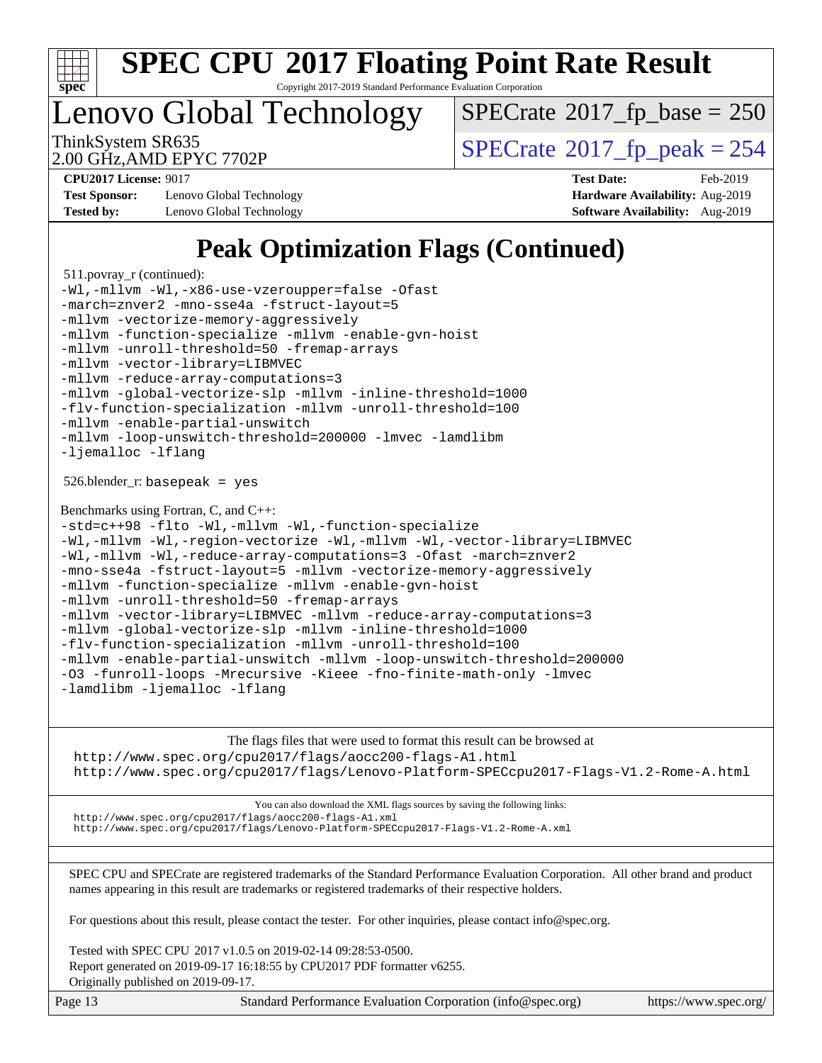# Peak Optimization Flags (Continued)

511.povray_r (continued):

```
-Wl,-mllvm -Wl,-x86-use-vzeroupper=false -Ofast
-march=znver2 -mno-sse4a -fstruct-layout=5
-mllvm -vectorize-memory-aggressively
-mllvm -function-specialize -mllvm -enable-gvn-hoist
-mllvm -unroll-threshold=50 -fremap-arrays
-mllvm -vector-library=LIBMVEC
-mllvm -reduce-array-computations=3
-mllvm -global-vectorize-slp -mllvm -inline-threshold=1000
-flv-function-specialization -mllvm -unroll-threshold=100
-mllvm -enable-partial-unswitch
-mllvm -loop-unswitch-threshold=200000 -lmvec -lamdlibm
-ljemalloc -lflang
```

526.blender_r: `basepeak = yes`

Benchmarks using Fortran, C, and C++:

```
-std=c++98 -flto -Wl,-mllvm -Wl,-function-specialize
-Wl,-mllvm -Wl,-region-vectorize -Wl,-mllvm -Wl,-vector-library=LIBMVEC
-Wl,-mllvm -Wl,-reduce-array-computations=3 -Ofast -march=znver2
-mno-sse4a -fstruct-layout=5 -mllvm -vectorize-memory-aggressively
-mllvm -function-specialize -mllvm -enable-gvn-hoist
-mllvm -unroll-threshold=50 -fremap-arrays
-mllvm -vector-library=LIBMVEC -mllvm -reduce-array-computations=3
-mllvm -global-vectorize-slp -mllvm -inline-threshold=1000
-flv-function-specialization -mllvm -unroll-threshold=100
-mllvm -enable-partial-unswitch -mllvm -loop-unswitch-threshold=200000
-O3 -funroll-loops -Mrecursive -Kieee -fno-finite-math-only -lmvec
-lamdlibm -ljemalloc -lflang
```

The flags files that were used to format this result can be browsed at
http://www.spec.org/cpu2017/flags/aocc200-flags-A1.html
http://www.spec.org/cpu2017/flags/Lenovo-Platform-SPECcpu2017-Flags-V1.2-Rome-A.html

You can also download the XML flags sources by saving the following links:
http://www.spec.org/cpu2017/flags/aocc200-flags-A1.xml
http://www.spec.org/cpu2017/flags/Lenovo-Platform-SPECcpu2017-Flags-V1.2-Rome-A.xml

SPEC CPU and SPECrate are registered trademarks of the Standard Performance Evaluation Corporation. All other brand and product names appearing in this result are trademarks or registered trademarks of their respective holders.

For questions about this result, please contact the tester. For other inquiries, please contact info@spec.org.

Tested with SPEC CPU 2017 v1.0.5 on 2019-02-14 09:28:53-0500.
Report generated on 2019-09-17 16:18:55 by CPU2017 PDF formatter v6255.
Originally published on 2019-09-17.